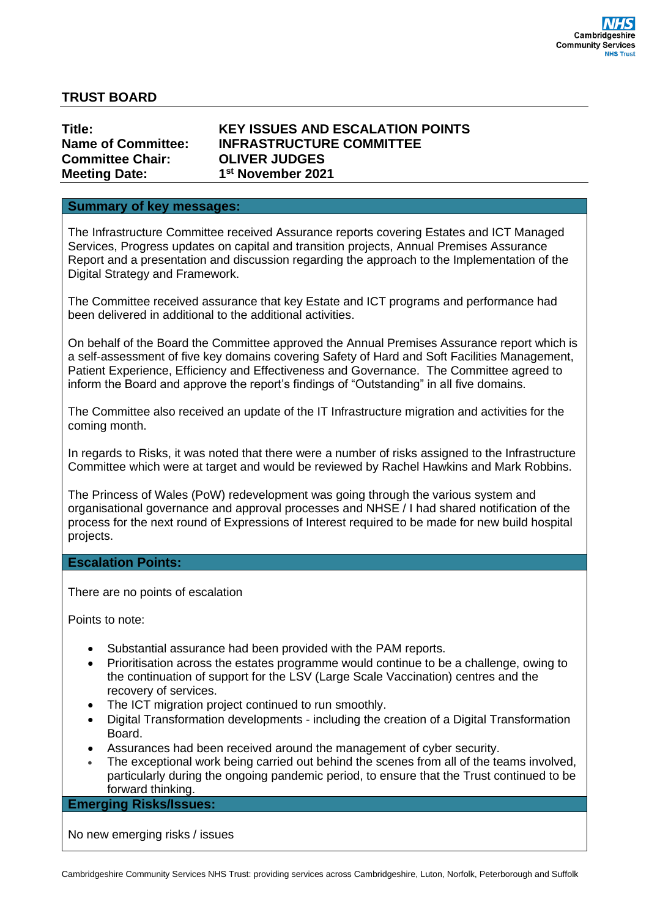## TRUST BOARD

| | |
|---|---|
| **Title:** | **KEY ISSUES AND ESCALATION POINTS** |
| **Name of Committee:** | **INFRASTRUCTURE COMMITTEE** |
| **Committee Chair:** | **OLIVER JUDGES** |
| **Meeting Date:** | **1st November 2021** |

### Summary of key messages:

The Infrastructure Committee received Assurance reports covering Estates and ICT Managed Services, Progress updates on capital and transition projects, Annual Premises Assurance Report and a presentation and discussion regarding the approach to the Implementation of the Digital Strategy and Framework.

The Committee received assurance that key Estate and ICT programs and performance had been delivered in additional to the additional activities.

On behalf of the Board the Committee approved the Annual Premises Assurance report which is a self-assessment of five key domains covering Safety of Hard and Soft Facilities Management, Patient Experience, Efficiency and Effectiveness and Governance. The Committee agreed to inform the Board and approve the report's findings of "Outstanding" in all five domains.

The Committee also received an update of the IT Infrastructure migration and activities for the coming month.

In regards to Risks, it was noted that there were a number of risks assigned to the Infrastructure Committee which were at target and would be reviewed by Rachel Hawkins and Mark Robbins.

The Princess of Wales (PoW) redevelopment was going through the various system and organisational governance and approval processes and NHSE / I had shared notification of the process for the next round of Expressions of Interest required to be made for new build hospital projects.

### Escalation Points:

There are no points of escalation

Points to note:

- Substantial assurance had been provided with the PAM reports.
- Prioritisation across the estates programme would continue to be a challenge, owing to the continuation of support for the LSV (Large Scale Vaccination) centres and the recovery of services.
- The ICT migration project continued to run smoothly.
- Digital Transformation developments - including the creation of a Digital Transformation Board.
- Assurances had been received around the management of cyber security.
- The exceptional work being carried out behind the scenes from all of the teams involved, particularly during the ongoing pandemic period, to ensure that the Trust continued to be forward thinking.

### Emerging Risks/Issues:

No new emerging risks / issues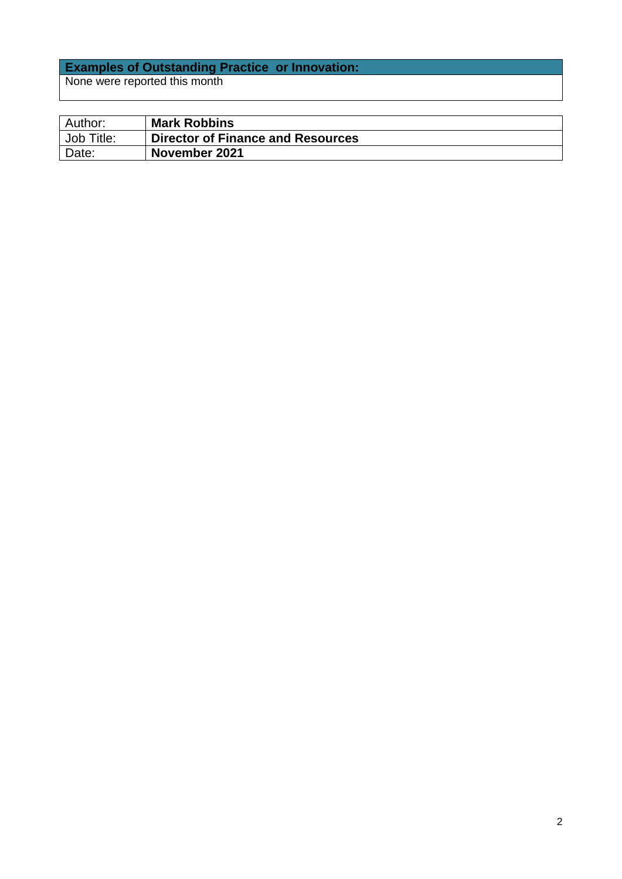| **Examples of Outstanding Practice or Innovation:** |
| --- |
| None were reported this month |

| | |
| --- | --- |
| Author: | **Mark Robbins** |
| Job Title: | **Director of Finance and Resources** |
| Date: | **November 2021** |